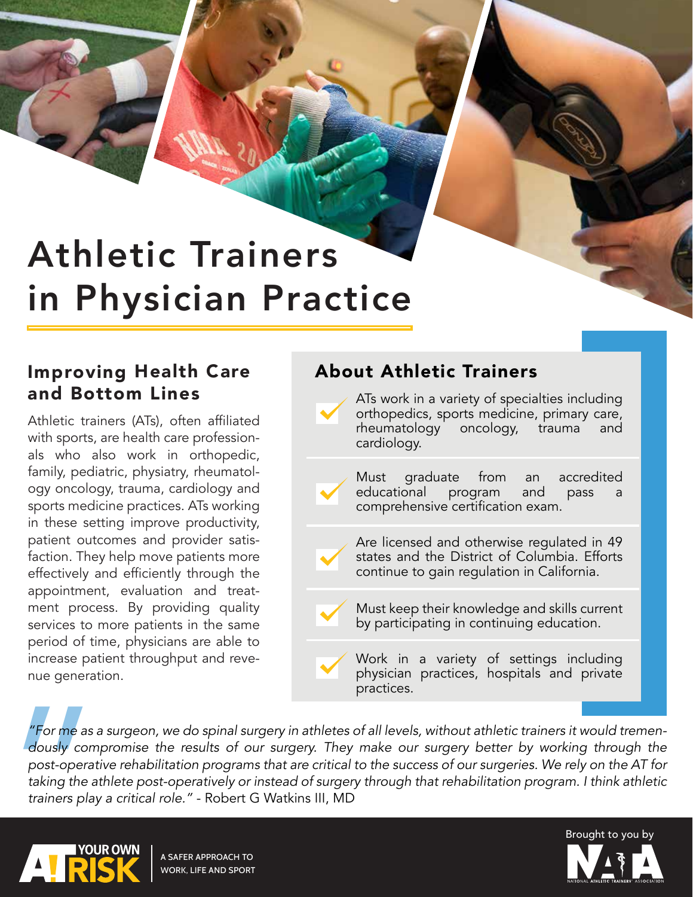# Athletic Trainers in Physician Practice

## Improving Health Care and Bottom Lines

Athletic trainers (ATs), often affiliated with sports, are health care professionals who also work in orthopedic, family, pediatric, physiatry, rheumatology oncology, trauma, cardiology and sports medicine practices. ATs working in these setting improve productivity, patient outcomes and provider satisfaction. They help move patients more effectively and efficiently through the appointment, evaluation and treatment process. By providing quality services to more patients in the same period of time, physicians are able to increase patient throughput and revenue generation.

## About Athletic Trainers

- ATs work in a variety of specialties including orthopedics, sports medicine, primary care, rheumatology oncology, trauma and cardiology.
- Must graduate from an accredited educational program and pass a comprehensive certification exam.
- Are licensed and otherwise regulated in 49 states and the District of Columbia. Efforts continue to gain regulation in California.
- Must keep their knowledge and skills current by participating in continuing education.
- Work in a variety of settings including physician practices, hospitals and private practices.

> *"For me as a surgeon, we do spinal surgery in athletes of all levels, without athletic trainers it would tremendously compromise the results of our surgery. They make our surgery better by working through the post-operative rehabilitation programs that are critical to the success of our surgeries. We rely on the AT for taking the athlete post-operatively or instead of surgery through that rehabilitation program. I think athletic trainers play a critical role."* - Robert G Watkins III, MD

AT YOUR OWN RISK | A SAFER APPROACH TO WORK, LIFE AND SPORT

Brought to you by NATA – National Athletic Trainers' Association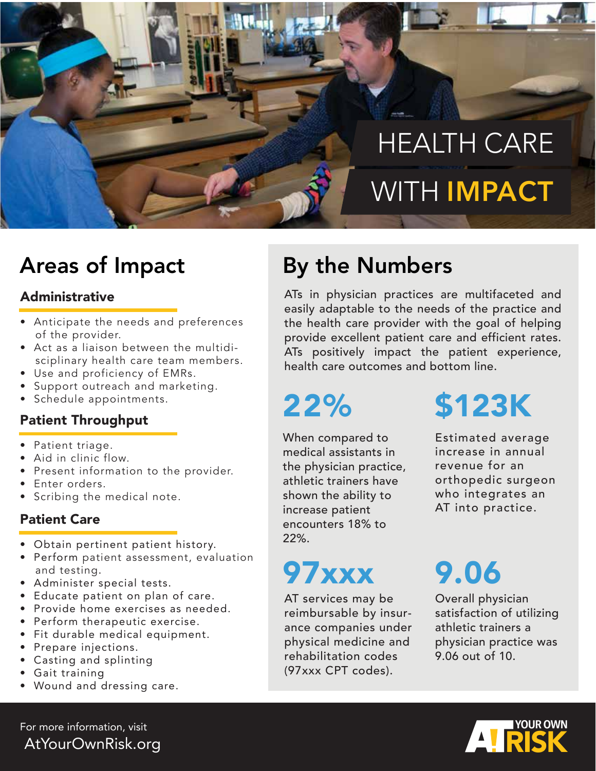# HEALTH CARE WITH IMPACT

## Areas of Impact

### Administrative

- Anticipate the needs and preferences of the provider.
- Act as a liaison between the multidisciplinary health care team members.
- Use and proficiency of EMRs.
- Support outreach and marketing.
- Schedule appointments.

### Patient Throughput

- Patient triage.
- Aid in clinic flow.
- Present information to the provider.
- Enter orders.
- Scribing the medical note.

### Patient Care

- Obtain pertinent patient history.
- Perform patient assessment, evaluation and testing.
- Administer special tests.
- Educate patient on plan of care.
- Provide home exercises as needed.
- Perform therapeutic exercise.
- Fit durable medical equipment.
- Prepare injections.
- Casting and splinting
- Gait training
- Wound and dressing care.

## By the Numbers

ATs in physician practices are multifaceted and easily adaptable to the needs of the practice and the health care provider with the goal of helping provide excellent patient care and efficient rates. ATs positively impact the patient experience, health care outcomes and bottom line.

**22%**

When compared to medical assistants in the physician practice, athletic trainers have shown the ability to increase patient encounters 18% to 22%.

**$123K**

Estimated average increase in annual revenue for an orthopedic surgeon who integrates an AT into practice.

**97xxx**

AT services may be reimbursable by insurance companies under physical medicine and rehabilitation codes (97xxx CPT codes).

**9.06**

Overall physician satisfaction of utilizing athletic trainers a physician practice was 9.06 out of 10.

For more information, visit AtYourOwnRisk.org

AT YOUR OWN RISK